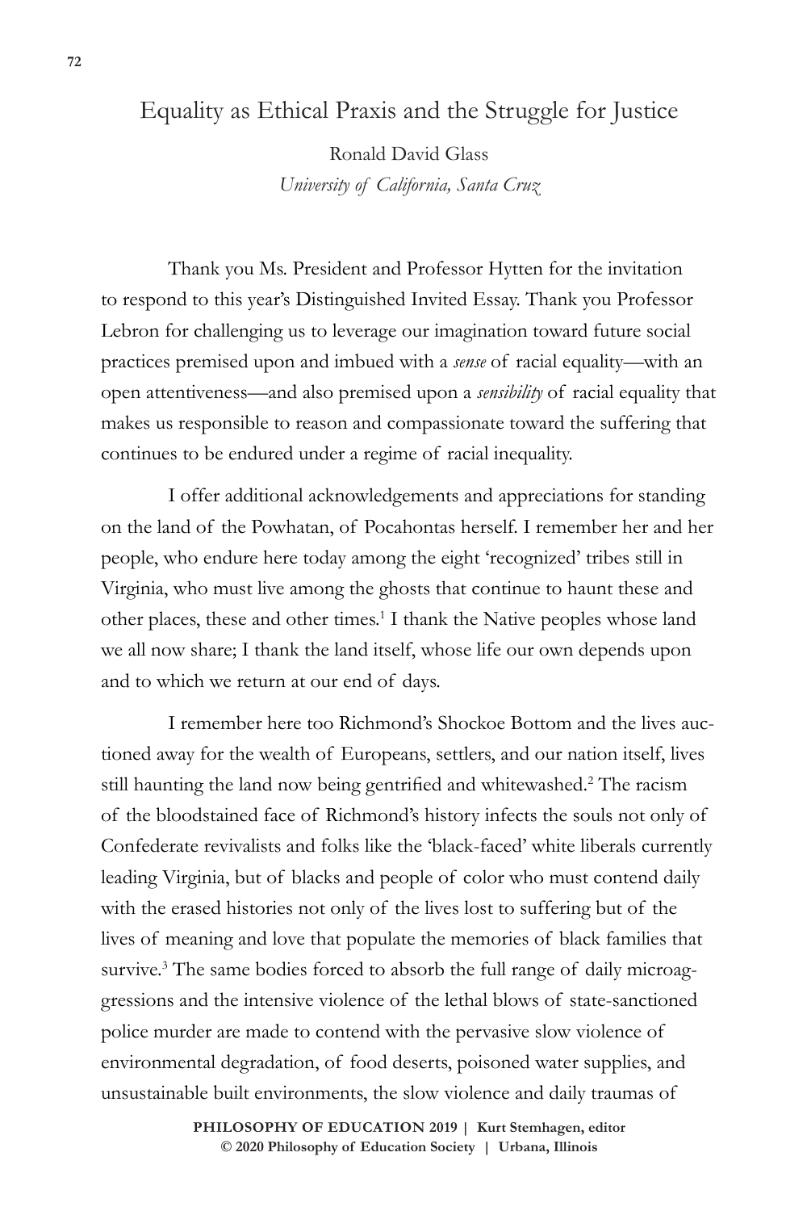# Equality as Ethical Praxis and the Struggle for Justice

Ronald David Glass
*University of California, Santa Cruz*

Thank you Ms. President and Professor Hytten for the invitation to respond to this year's Distinguished Invited Essay. Thank you Professor Lebron for challenging us to leverage our imagination toward future social practices premised upon and imbued with a *sense* of racial equality—with an open attentiveness—and also premised upon a *sensibility* of racial equality that makes us responsible to reason and compassionate toward the suffering that continues to be endured under a regime of racial inequality.

I offer additional acknowledgements and appreciations for standing on the land of the Powhatan, of Pocahontas herself. I remember her and her people, who endure here today among the eight 'recognized' tribes still in Virginia, who must live among the ghosts that continue to haunt these and other places, these and other times.[1] I thank the Native peoples whose land we all now share; I thank the land itself, whose life our own depends upon and to which we return at our end of days.

I remember here too Richmond's Shockoe Bottom and the lives auctioned away for the wealth of Europeans, settlers, and our nation itself, lives still haunting the land now being gentrified and whitewashed.[2] The racism of the bloodstained face of Richmond's history infects the souls not only of Confederate revivalists and folks like the 'black-faced' white liberals currently leading Virginia, but of blacks and people of color who must contend daily with the erased histories not only of the lives lost to suffering but of the lives of meaning and love that populate the memories of black families that survive.[3] The same bodies forced to absorb the full range of daily microaggressions and the intensive violence of the lethal blows of state-sanctioned police murder are made to contend with the pervasive slow violence of environmental degradation, of food deserts, poisoned water supplies, and unsustainable built environments, the slow violence and daily traumas of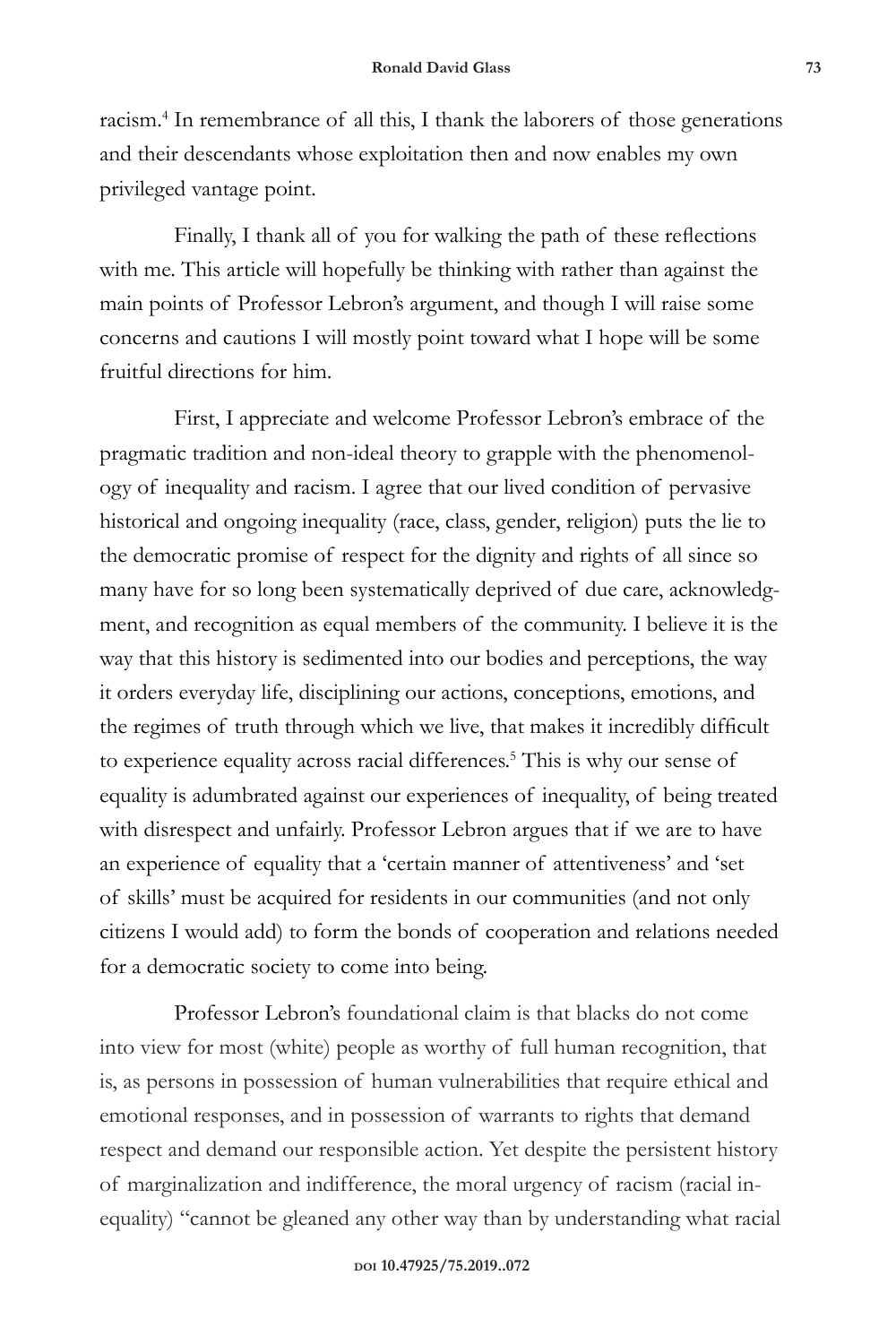racism.[4] In remembrance of all this, I thank the laborers of those generations and their descendants whose exploitation then and now enables my own privileged vantage point.

Finally, I thank all of you for walking the path of these reflections with me. This article will hopefully be thinking with rather than against the main points of Professor Lebron's argument, and though I will raise some concerns and cautions I will mostly point toward what I hope will be some fruitful directions for him.

First, I appreciate and welcome Professor Lebron's embrace of the pragmatic tradition and non-ideal theory to grapple with the phenomenology of inequality and racism. I agree that our lived condition of pervasive historical and ongoing inequality (race, class, gender, religion) puts the lie to the democratic promise of respect for the dignity and rights of all since so many have for so long been systematically deprived of due care, acknowledgment, and recognition as equal members of the community. I believe it is the way that this history is sedimented into our bodies and perceptions, the way it orders everyday life, disciplining our actions, conceptions, emotions, and the regimes of truth through which we live, that makes it incredibly difficult to experience equality across racial differences.[5] This is why our sense of equality is adumbrated against our experiences of inequality, of being treated with disrespect and unfairly. Professor Lebron argues that if we are to have an experience of equality that a 'certain manner of attentiveness' and 'set of skills' must be acquired for residents in our communities (and not only citizens I would add) to form the bonds of cooperation and relations needed for a democratic society to come into being.

Professor Lebron's foundational claim is that blacks do not come into view for most (white) people as worthy of full human recognition, that is, as persons in possession of human vulnerabilities that require ethical and emotional responses, and in possession of warrants to rights that demand respect and demand our responsible action. Yet despite the persistent history of marginalization and indifference, the moral urgency of racism (racial inequality) "cannot be gleaned any other way than by understanding what racial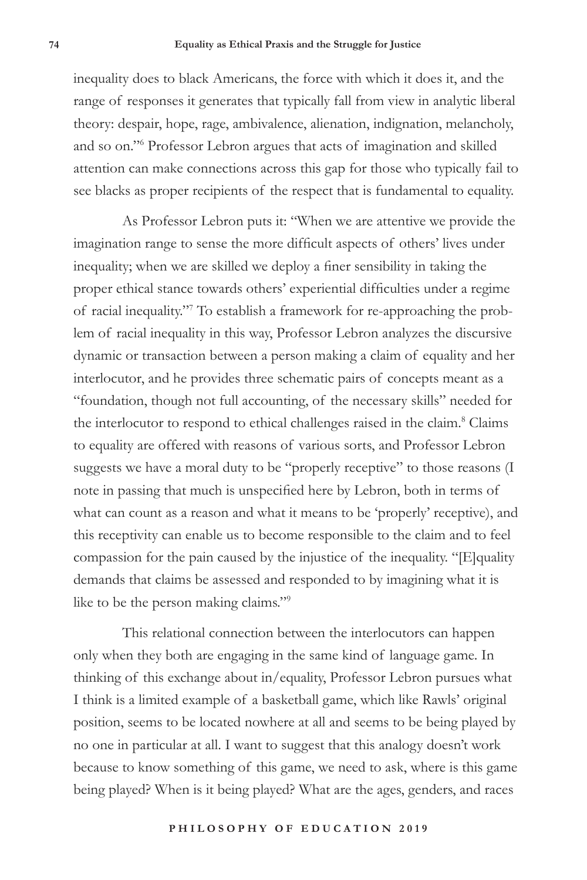inequality does to black Americans, the force with which it does it, and the range of responses it generates that typically fall from view in analytic liberal theory: despair, hope, rage, ambivalence, alienation, indignation, melancholy, and so on."[6] Professor Lebron argues that acts of imagination and skilled attention can make connections across this gap for those who typically fail to see blacks as proper recipients of the respect that is fundamental to equality.

As Professor Lebron puts it: "When we are attentive we provide the imagination range to sense the more difficult aspects of others' lives under inequality; when we are skilled we deploy a finer sensibility in taking the proper ethical stance towards others' experiential difficulties under a regime of racial inequality."[7] To establish a framework for re-approaching the problem of racial inequality in this way, Professor Lebron analyzes the discursive dynamic or transaction between a person making a claim of equality and her interlocutor, and he provides three schematic pairs of concepts meant as a "foundation, though not full accounting, of the necessary skills" needed for the interlocutor to respond to ethical challenges raised in the claim.[8] Claims to equality are offered with reasons of various sorts, and Professor Lebron suggests we have a moral duty to be "properly receptive" to those reasons (I note in passing that much is unspecified here by Lebron, both in terms of what can count as a reason and what it means to be 'properly' receptive), and this receptivity can enable us to become responsible to the claim and to feel compassion for the pain caused by the injustice of the inequality. "[E]quality demands that claims be assessed and responded to by imagining what it is like to be the person making claims."[9]

This relational connection between the interlocutors can happen only when they both are engaging in the same kind of language game. In thinking of this exchange about in/equality, Professor Lebron pursues what I think is a limited example of a basketball game, which like Rawls' original position, seems to be located nowhere at all and seems to be being played by no one in particular at all. I want to suggest that this analogy doesn't work because to know something of this game, we need to ask, where is this game being played? When is it being played? What are the ages, genders, and races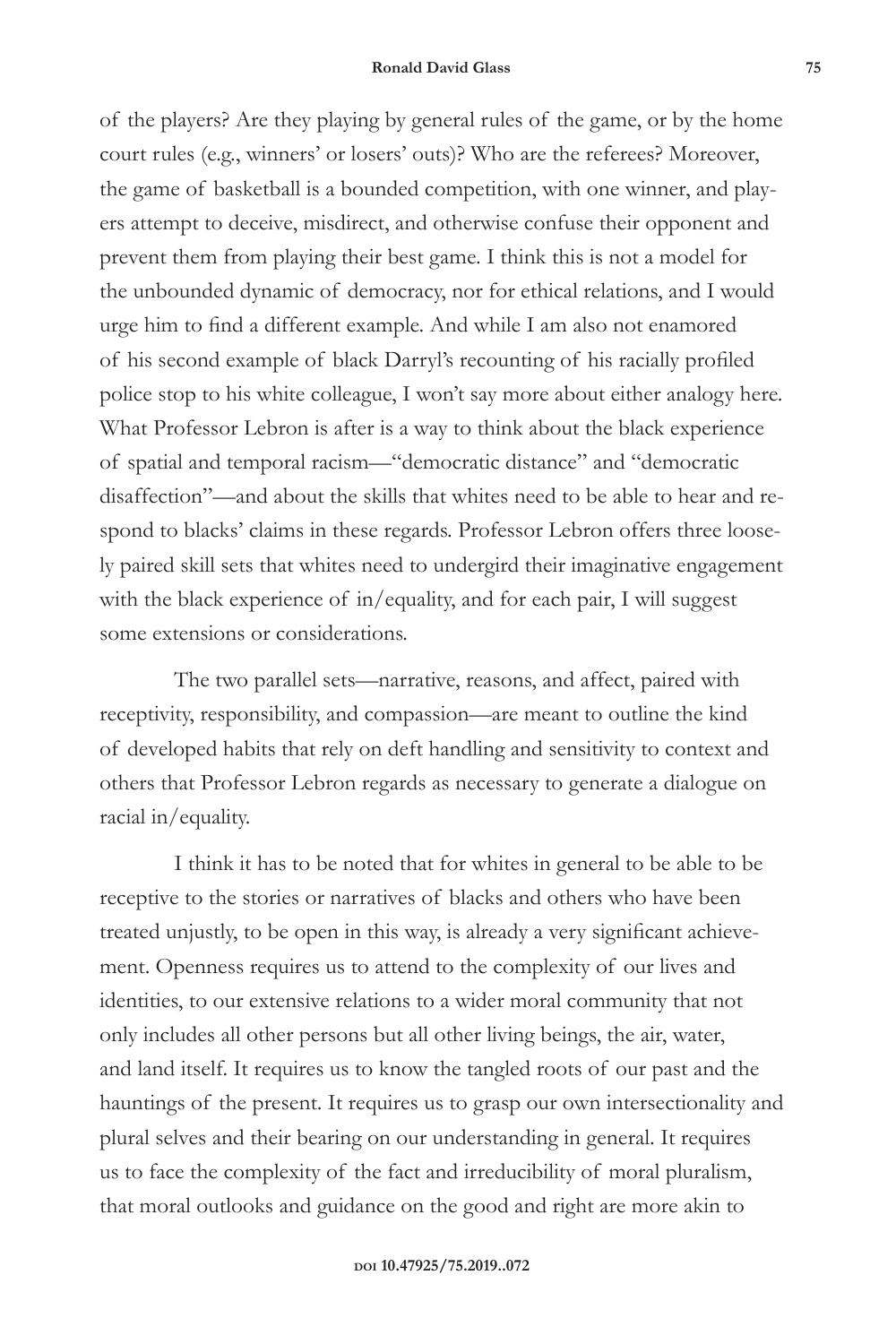of the players? Are they playing by general rules of the game, or by the home court rules (e.g., winners' or losers' outs)? Who are the referees? Moreover, the game of basketball is a bounded competition, with one winner, and players attempt to deceive, misdirect, and otherwise confuse their opponent and prevent them from playing their best game. I think this is not a model for the unbounded dynamic of democracy, nor for ethical relations, and I would urge him to find a different example. And while I am also not enamored of his second example of black Darryl's recounting of his racially profiled police stop to his white colleague, I won't say more about either analogy here. What Professor Lebron is after is a way to think about the black experience of spatial and temporal racism—"democratic distance" and "democratic disaffection"—and about the skills that whites need to be able to hear and respond to blacks' claims in these regards. Professor Lebron offers three loosely paired skill sets that whites need to undergird their imaginative engagement with the black experience of in/equality, and for each pair, I will suggest some extensions or considerations.

The two parallel sets—narrative, reasons, and affect, paired with receptivity, responsibility, and compassion—are meant to outline the kind of developed habits that rely on deft handling and sensitivity to context and others that Professor Lebron regards as necessary to generate a dialogue on racial in/equality.

I think it has to be noted that for whites in general to be able to be receptive to the stories or narratives of blacks and others who have been treated unjustly, to be open in this way, is already a very significant achievement. Openness requires us to attend to the complexity of our lives and identities, to our extensive relations to a wider moral community that not only includes all other persons but all other living beings, the air, water, and land itself. It requires us to know the tangled roots of our past and the hauntings of the present. It requires us to grasp our own intersectionality and plural selves and their bearing on our understanding in general. It requires us to face the complexity of the fact and irreducibility of moral pluralism, that moral outlooks and guidance on the good and right are more akin to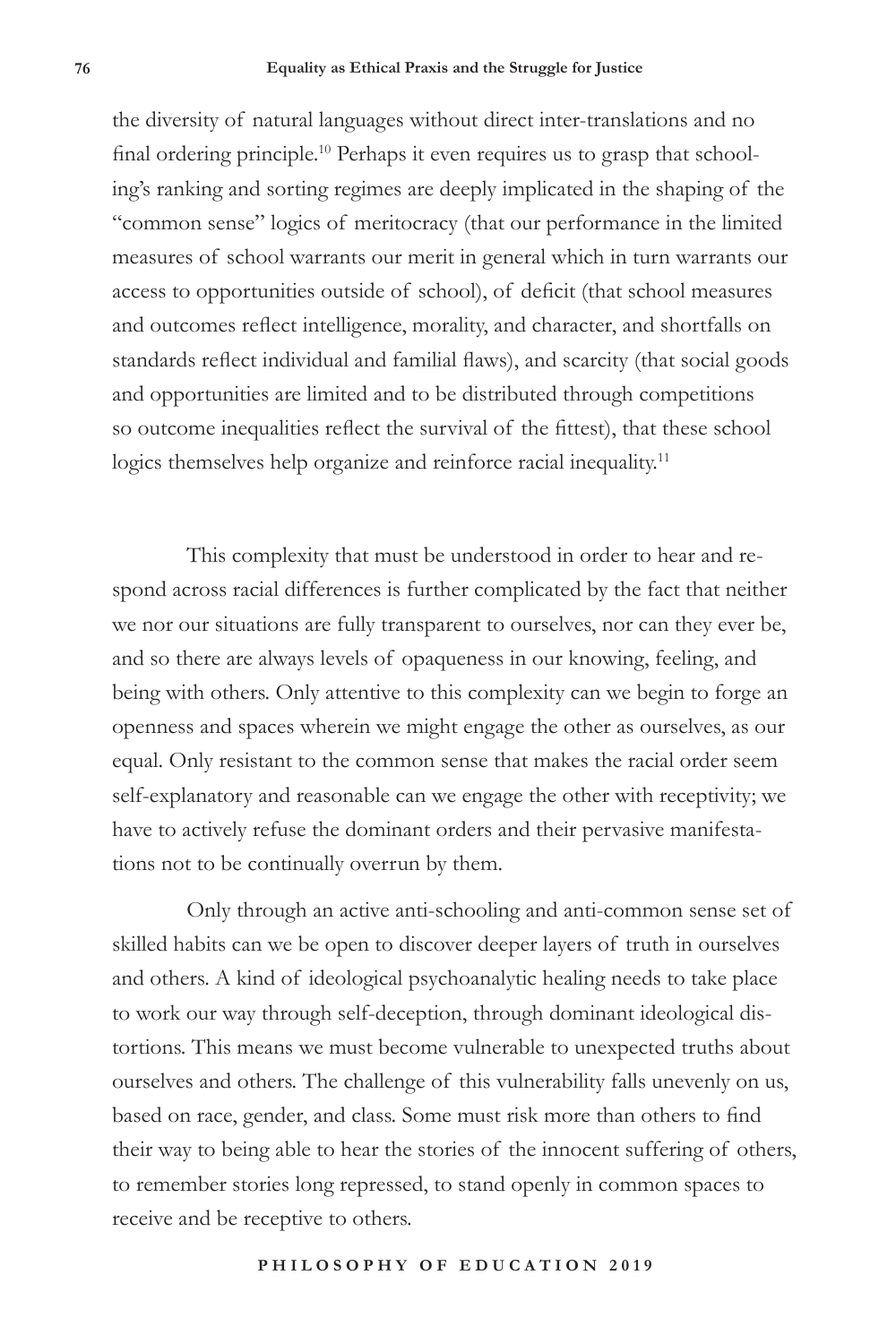the diversity of natural languages without direct inter-translations and no final ordering principle.[10] Perhaps it even requires us to grasp that schooling's ranking and sorting regimes are deeply implicated in the shaping of the "common sense" logics of meritocracy (that our performance in the limited measures of school warrants our merit in general which in turn warrants our access to opportunities outside of school), of deficit (that school measures and outcomes reflect intelligence, morality, and character, and shortfalls on standards reflect individual and familial flaws), and scarcity (that social goods and opportunities are limited and to be distributed through competitions so outcome inequalities reflect the survival of the fittest), that these school logics themselves help organize and reinforce racial inequality.[11]

This complexity that must be understood in order to hear and respond across racial differences is further complicated by the fact that neither we nor our situations are fully transparent to ourselves, nor can they ever be, and so there are always levels of opaqueness in our knowing, feeling, and being with others. Only attentive to this complexity can we begin to forge an openness and spaces wherein we might engage the other as ourselves, as our equal. Only resistant to the common sense that makes the racial order seem self-explanatory and reasonable can we engage the other with receptivity; we have to actively refuse the dominant orders and their pervasive manifestations not to be continually overrun by them.

Only through an active anti-schooling and anti-common sense set of skilled habits can we be open to discover deeper layers of truth in ourselves and others. A kind of ideological psychoanalytic healing needs to take place to work our way through self-deception, through dominant ideological distortions. This means we must become vulnerable to unexpected truths about ourselves and others. The challenge of this vulnerability falls unevenly on us, based on race, gender, and class. Some must risk more than others to find their way to being able to hear the stories of the innocent suffering of others, to remember stories long repressed, to stand openly in common spaces to receive and be receptive to others.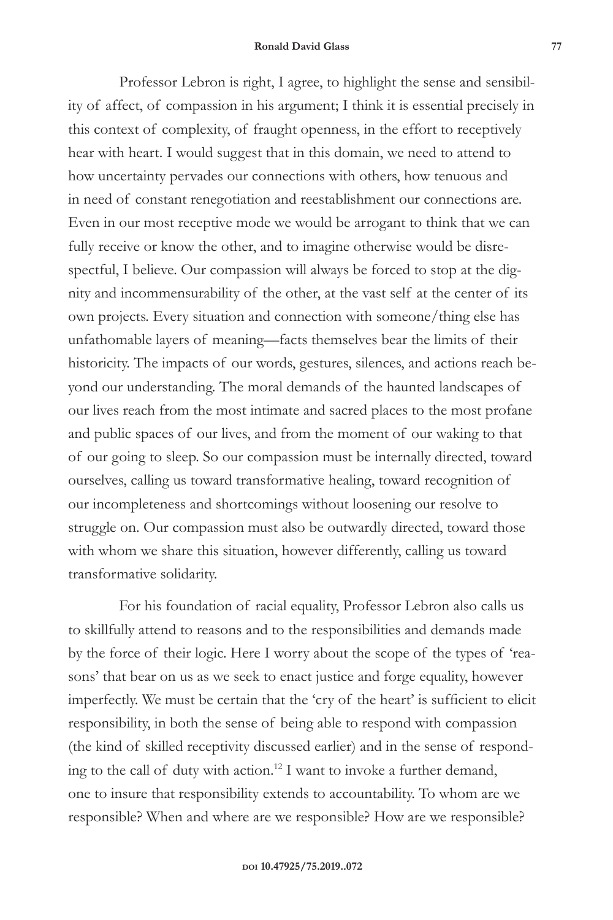Professor Lebron is right, I agree, to highlight the sense and sensibility of affect, of compassion in his argument; I think it is essential precisely in this context of complexity, of fraught openness, in the effort to receptively hear with heart. I would suggest that in this domain, we need to attend to how uncertainty pervades our connections with others, how tenuous and in need of constant renegotiation and reestablishment our connections are. Even in our most receptive mode we would be arrogant to think that we can fully receive or know the other, and to imagine otherwise would be disrespectful, I believe. Our compassion will always be forced to stop at the dignity and incommensurability of the other, at the vast self at the center of its own projects. Every situation and connection with someone/thing else has unfathomable layers of meaning—facts themselves bear the limits of their historicity. The impacts of our words, gestures, silences, and actions reach beyond our understanding. The moral demands of the haunted landscapes of our lives reach from the most intimate and sacred places to the most profane and public spaces of our lives, and from the moment of our waking to that of our going to sleep. So our compassion must be internally directed, toward ourselves, calling us toward transformative healing, toward recognition of our incompleteness and shortcomings without loosening our resolve to struggle on. Our compassion must also be outwardly directed, toward those with whom we share this situation, however differently, calling us toward transformative solidarity.

For his foundation of racial equality, Professor Lebron also calls us to skillfully attend to reasons and to the responsibilities and demands made by the force of their logic. Here I worry about the scope of the types of 'reasons' that bear on us as we seek to enact justice and forge equality, however imperfectly. We must be certain that the 'cry of the heart' is sufficient to elicit responsibility, in both the sense of being able to respond with compassion (the kind of skilled receptivity discussed earlier) and in the sense of responding to the call of duty with action.[12] I want to invoke a further demand, one to insure that responsibility extends to accountability. To whom are we responsible? When and where are we responsible? How are we responsible?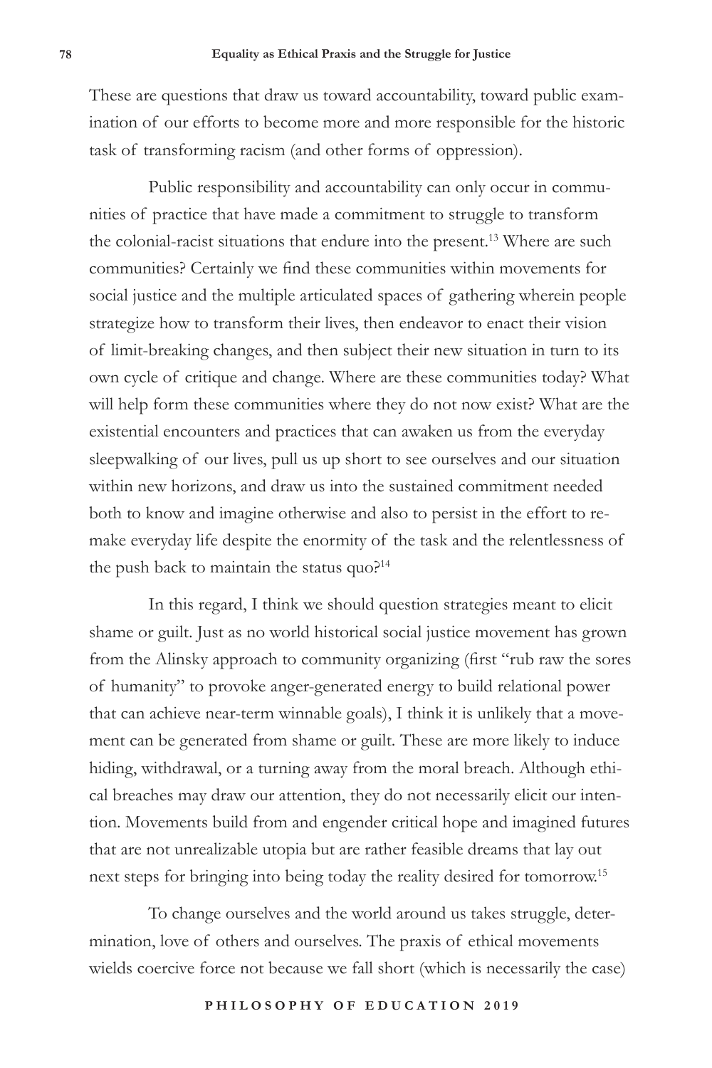These are questions that draw us toward accountability, toward public examination of our efforts to become more and more responsible for the historic task of transforming racism (and other forms of oppression).

Public responsibility and accountability can only occur in communities of practice that have made a commitment to struggle to transform the colonial-racist situations that endure into the present.[13] Where are such communities? Certainly we find these communities within movements for social justice and the multiple articulated spaces of gathering wherein people strategize how to transform their lives, then endeavor to enact their vision of limit-breaking changes, and then subject their new situation in turn to its own cycle of critique and change. Where are these communities today? What will help form these communities where they do not now exist? What are the existential encounters and practices that can awaken us from the everyday sleepwalking of our lives, pull us up short to see ourselves and our situation within new horizons, and draw us into the sustained commitment needed both to know and imagine otherwise and also to persist in the effort to remake everyday life despite the enormity of the task and the relentlessness of the push back to maintain the status quo?[14]

In this regard, I think we should question strategies meant to elicit shame or guilt. Just as no world historical social justice movement has grown from the Alinsky approach to community organizing (first "rub raw the sores of humanity" to provoke anger-generated energy to build relational power that can achieve near-term winnable goals), I think it is unlikely that a movement can be generated from shame or guilt. These are more likely to induce hiding, withdrawal, or a turning away from the moral breach. Although ethical breaches may draw our attention, they do not necessarily elicit our intention. Movements build from and engender critical hope and imagined futures that are not unrealizable utopia but are rather feasible dreams that lay out next steps for bringing into being today the reality desired for tomorrow.[15]

To change ourselves and the world around us takes struggle, determination, love of others and ourselves. The praxis of ethical movements wields coercive force not because we fall short (which is necessarily the case)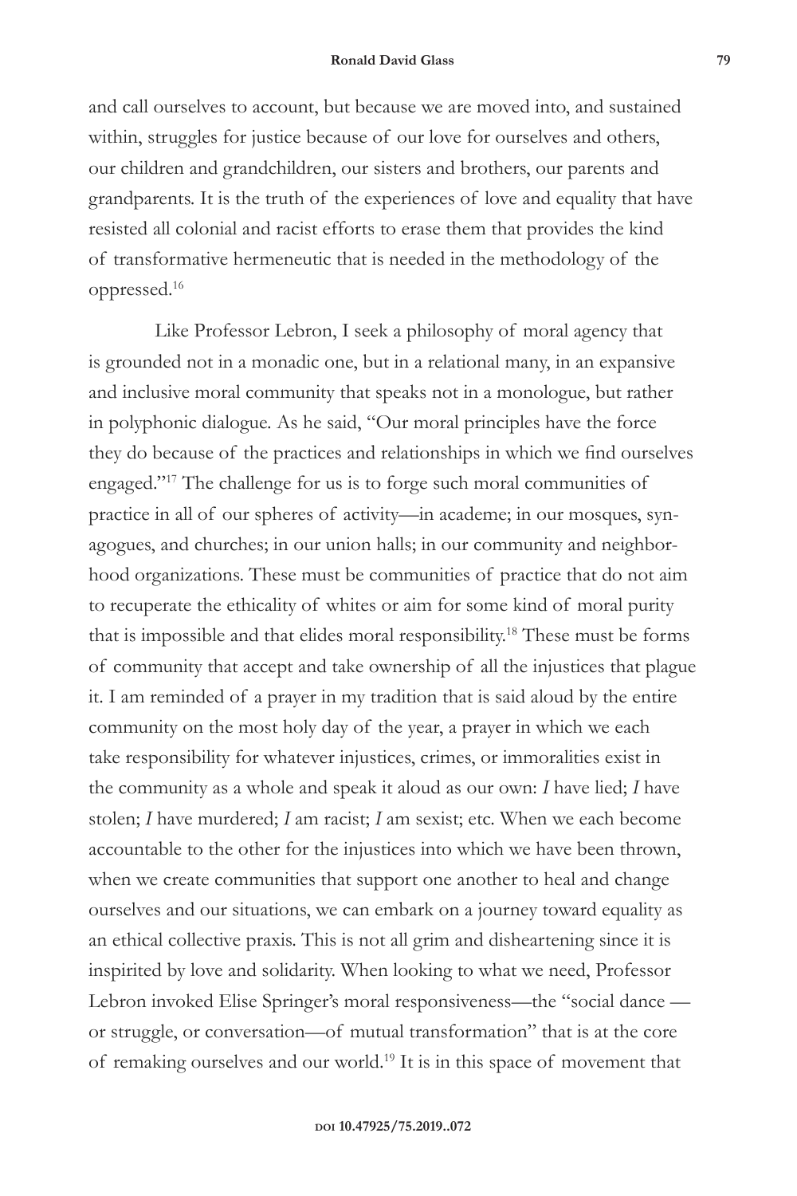and call ourselves to account, but because we are moved into, and sustained within, struggles for justice because of our love for ourselves and others, our children and grandchildren, our sisters and brothers, our parents and grandparents. It is the truth of the experiences of love and equality that have resisted all colonial and racist efforts to erase them that provides the kind of transformative hermeneutic that is needed in the methodology of the oppressed.[16]

Like Professor Lebron, I seek a philosophy of moral agency that is grounded not in a monadic one, but in a relational many, in an expansive and inclusive moral community that speaks not in a monologue, but rather in polyphonic dialogue. As he said, "Our moral principles have the force they do because of the practices and relationships in which we find ourselves engaged."[17] The challenge for us is to forge such moral communities of practice in all of our spheres of activity—in academe; in our mosques, synagogues, and churches; in our union halls; in our community and neighborhood organizations. These must be communities of practice that do not aim to recuperate the ethicality of whites or aim for some kind of moral purity that is impossible and that elides moral responsibility.[18] These must be forms of community that accept and take ownership of all the injustices that plague it. I am reminded of a prayer in my tradition that is said aloud by the entire community on the most holy day of the year, a prayer in which we each take responsibility for whatever injustices, crimes, or immoralities exist in the community as a whole and speak it aloud as our own: *I* have lied; *I* have stolen; *I* have murdered; *I* am racist; *I* am sexist; etc. When we each become accountable to the other for the injustices into which we have been thrown, when we create communities that support one another to heal and change ourselves and our situations, we can embark on a journey toward equality as an ethical collective praxis. This is not all grim and disheartening since it is inspirited by love and solidarity. When looking to what we need, Professor Lebron invoked Elise Springer's moral responsiveness—the "social dance — or struggle, or conversation—of mutual transformation" that is at the core of remaking ourselves and our world.[19] It is in this space of movement that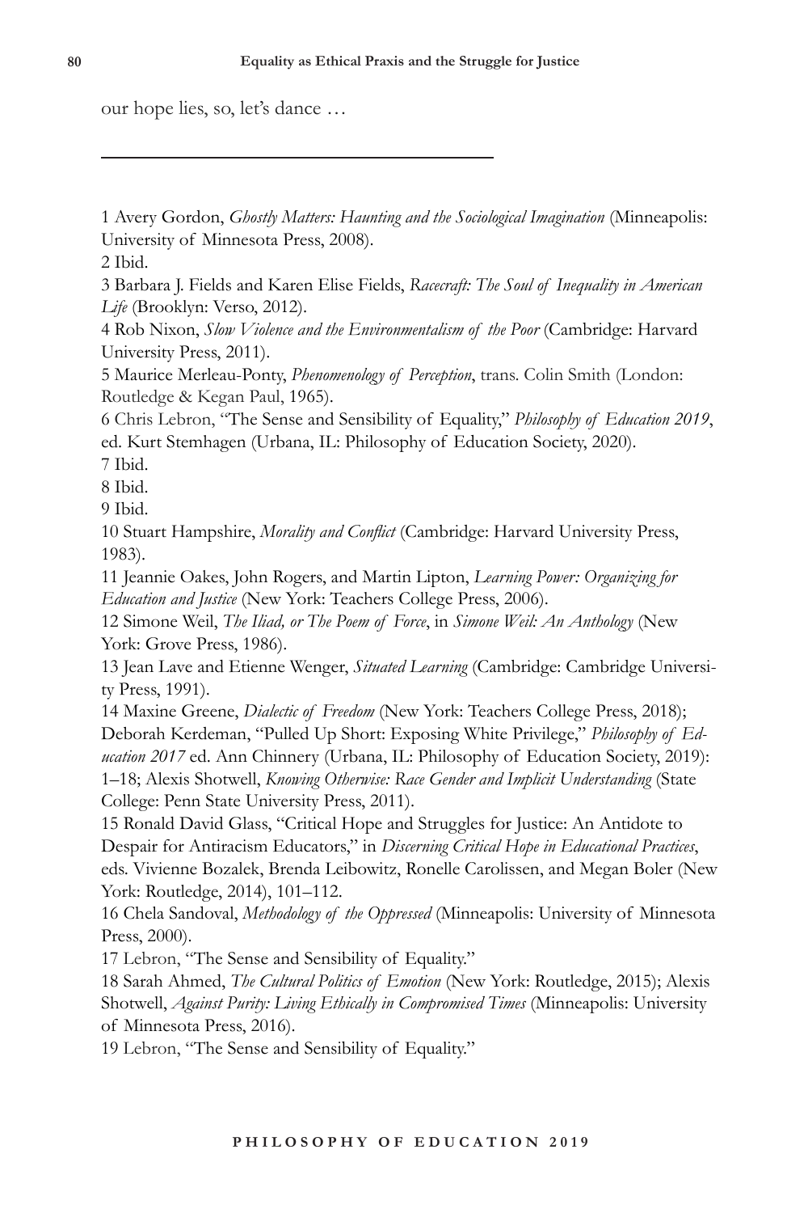our hope lies, so, let's dance …

---

1 Avery Gordon, *Ghostly Matters: Haunting and the Sociological Imagination* (Minneapolis: University of Minnesota Press, 2008).

2 Ibid.

3 Barbara J. Fields and Karen Elise Fields, *Racecraft: The Soul of Inequality in American Life* (Brooklyn: Verso, 2012).

4 Rob Nixon, *Slow Violence and the Environmentalism of the Poor* (Cambridge: Harvard University Press, 2011).

5 Maurice Merleau-Ponty, *Phenomenology of Perception*, trans. Colin Smith (London: Routledge & Kegan Paul, 1965).

6 Chris Lebron, "The Sense and Sensibility of Equality," *Philosophy of Education 2019*, ed. Kurt Stemhagen (Urbana, IL: Philosophy of Education Society, 2020).

7 Ibid.

8 Ibid.

9 Ibid.

10 Stuart Hampshire, *Morality and Conflict* (Cambridge: Harvard University Press, 1983).

11 Jeannie Oakes, John Rogers, and Martin Lipton, *Learning Power: Organizing for Education and Justice* (New York: Teachers College Press, 2006).

12 Simone Weil, *The Iliad, or The Poem of Force*, in *Simone Weil: An Anthology* (New York: Grove Press, 1986).

13 Jean Lave and Etienne Wenger, *Situated Learning* (Cambridge: Cambridge University Press, 1991).

14 Maxine Greene, *Dialectic of Freedom* (New York: Teachers College Press, 2018); Deborah Kerdeman, "Pulled Up Short: Exposing White Privilege," *Philosophy of Education 2017* ed. Ann Chinnery (Urbana, IL: Philosophy of Education Society, 2019): 1–18; Alexis Shotwell, *Knowing Otherwise: Race Gender and Implicit Understanding* (State College: Penn State University Press, 2011).

15 Ronald David Glass, "Critical Hope and Struggles for Justice: An Antidote to Despair for Antiracism Educators," in *Discerning Critical Hope in Educational Practices*, eds. Vivienne Bozalek, Brenda Leibowitz, Ronelle Carolissen, and Megan Boler (New York: Routledge, 2014), 101–112.

16 Chela Sandoval, *Methodology of the Oppressed* (Minneapolis: University of Minnesota Press, 2000).

17 Lebron, "The Sense and Sensibility of Equality."

18 Sarah Ahmed, *The Cultural Politics of Emotion* (New York: Routledge, 2015); Alexis Shotwell, *Against Purity: Living Ethically in Compromised Times* (Minneapolis: University of Minnesota Press, 2016).

19 Lebron, "The Sense and Sensibility of Equality."